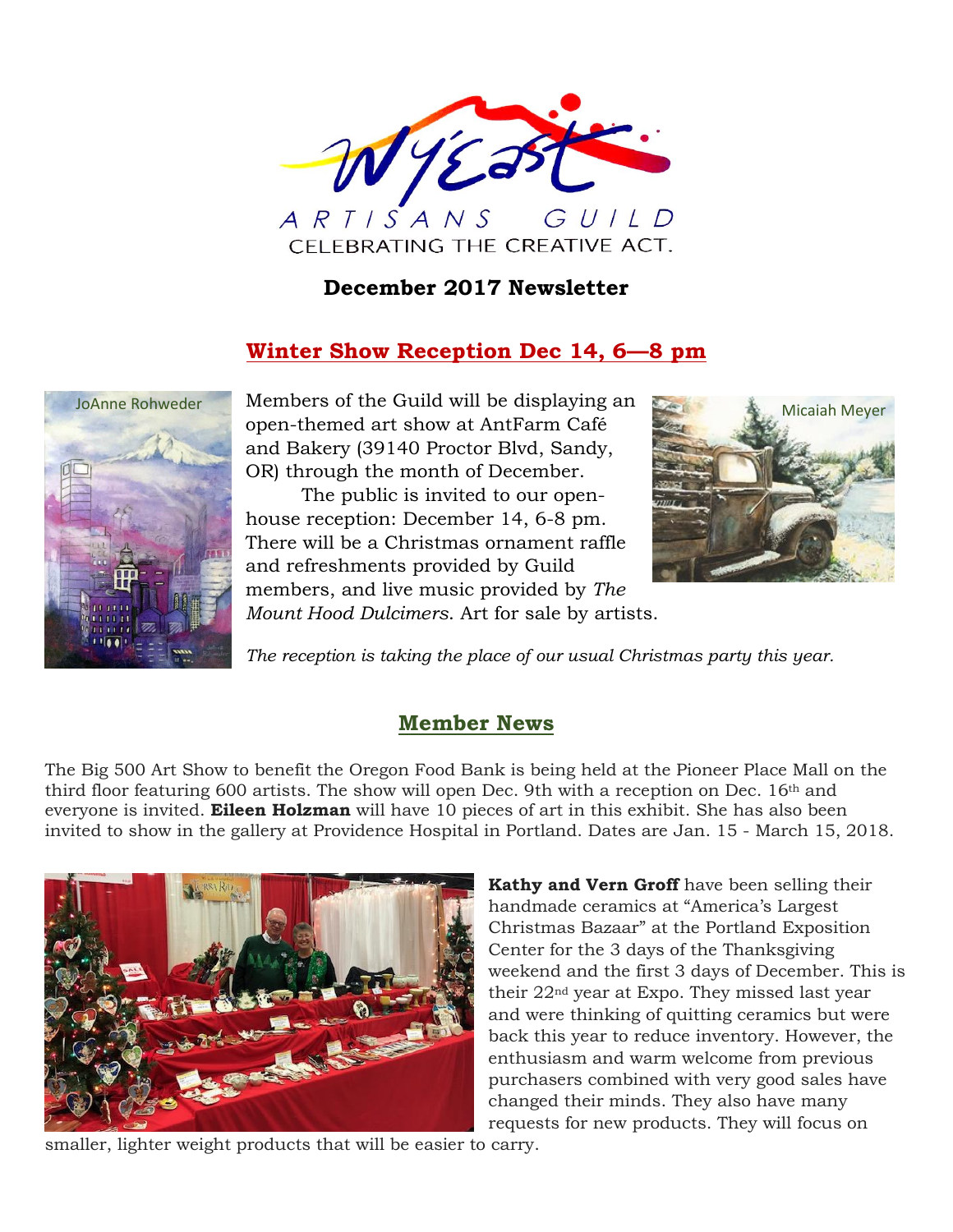# Wy'East Artisans Guild

CELEBRATING THE CREATIVE ACT.

## December 2017 Newsletter

## Winter Show Reception Dec 14, 6—8 pm

JoAnne Rohweder

Micaiah Meyer

Members of the Guild will be displaying an open-themed art show at AntFarm Café and Bakery (39140 Proctor Blvd, Sandy, OR) through the month of December.

The public is invited to our open-house reception: December 14, 6-8 pm. There will be a Christmas ornament raffle and refreshments provided by Guild members, and live music provided by *The Mount Hood Dulcimers*. Art for sale by artists.

*The reception is taking the place of our usual Christmas party this year.*

## Member News

The Big 500 Art Show to benefit the Oregon Food Bank is being held at the Pioneer Place Mall on the third floor featuring 600 artists. The show will open Dec. 9th with a reception on Dec. 16th and everyone is invited. **Eileen Holzman** will have 10 pieces of art in this exhibit. She has also been invited to show in the gallery at Providence Hospital in Portland. Dates are Jan. 15 - March 15, 2018.

**Kathy and Vern Groff** have been selling their handmade ceramics at "America's Largest Christmas Bazaar" at the Portland Exposition Center for the 3 days of the Thanksgiving weekend and the first 3 days of December. This is their 22nd year at Expo. They missed last year and were thinking of quitting ceramics but were back this year to reduce inventory. However, the enthusiasm and warm welcome from previous purchasers combined with very good sales have changed their minds. They also have many requests for new products. They will focus on smaller, lighter weight products that will be easier to carry.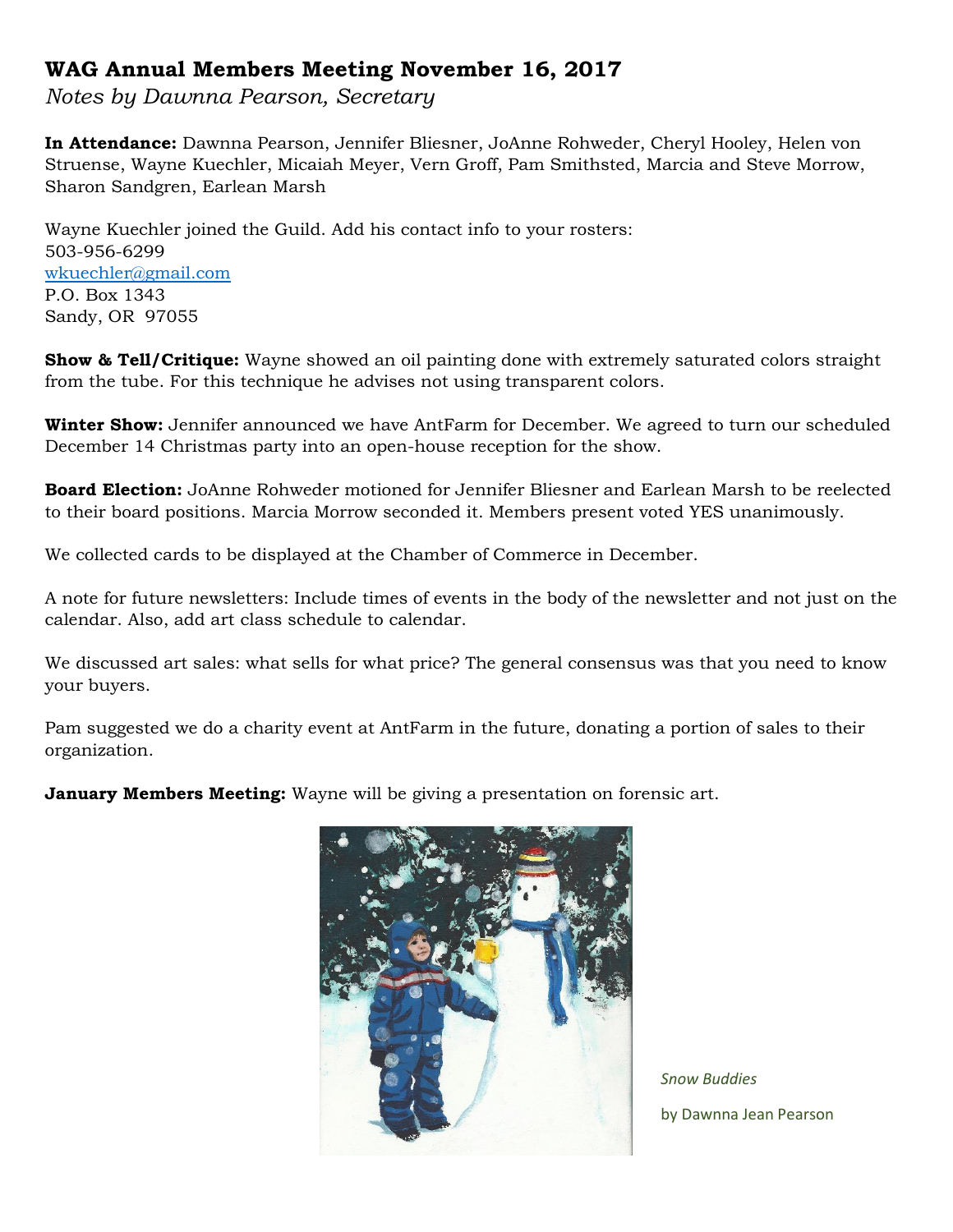## WAG Annual Members Meeting November 16, 2017

*Notes by Dawnna Pearson, Secretary*

**In Attendance:** Dawnna Pearson, Jennifer Bliesner, JoAnne Rohweder, Cheryl Hooley, Helen von Struense, Wayne Kuechler, Micaiah Meyer, Vern Groff, Pam Smithsted, Marcia and Steve Morrow, Sharon Sandgren, Earlean Marsh

Wayne Kuechler joined the Guild. Add his contact info to your rosters:
503-956-6299
wkuechler@gmail.com
P.O. Box 1343
Sandy, OR 97055

**Show & Tell/Critique:** Wayne showed an oil painting done with extremely saturated colors straight from the tube. For this technique he advises not using transparent colors.

**Winter Show:** Jennifer announced we have AntFarm for December. We agreed to turn our scheduled December 14 Christmas party into an open-house reception for the show.

**Board Election:** JoAnne Rohweder motioned for Jennifer Bliesner and Earlean Marsh to be reelected to their board positions. Marcia Morrow seconded it. Members present voted YES unanimously.

We collected cards to be displayed at the Chamber of Commerce in December.

A note for future newsletters: Include times of events in the body of the newsletter and not just on the calendar. Also, add art class schedule to calendar.

We discussed art sales: what sells for what price? The general consensus was that you need to know your buyers.

Pam suggested we do a charity event at AntFarm in the future, donating a portion of sales to their organization.

**January Members Meeting:** Wayne will be giving a presentation on forensic art.

*Snow Buddies*

by Dawnna Jean Pearson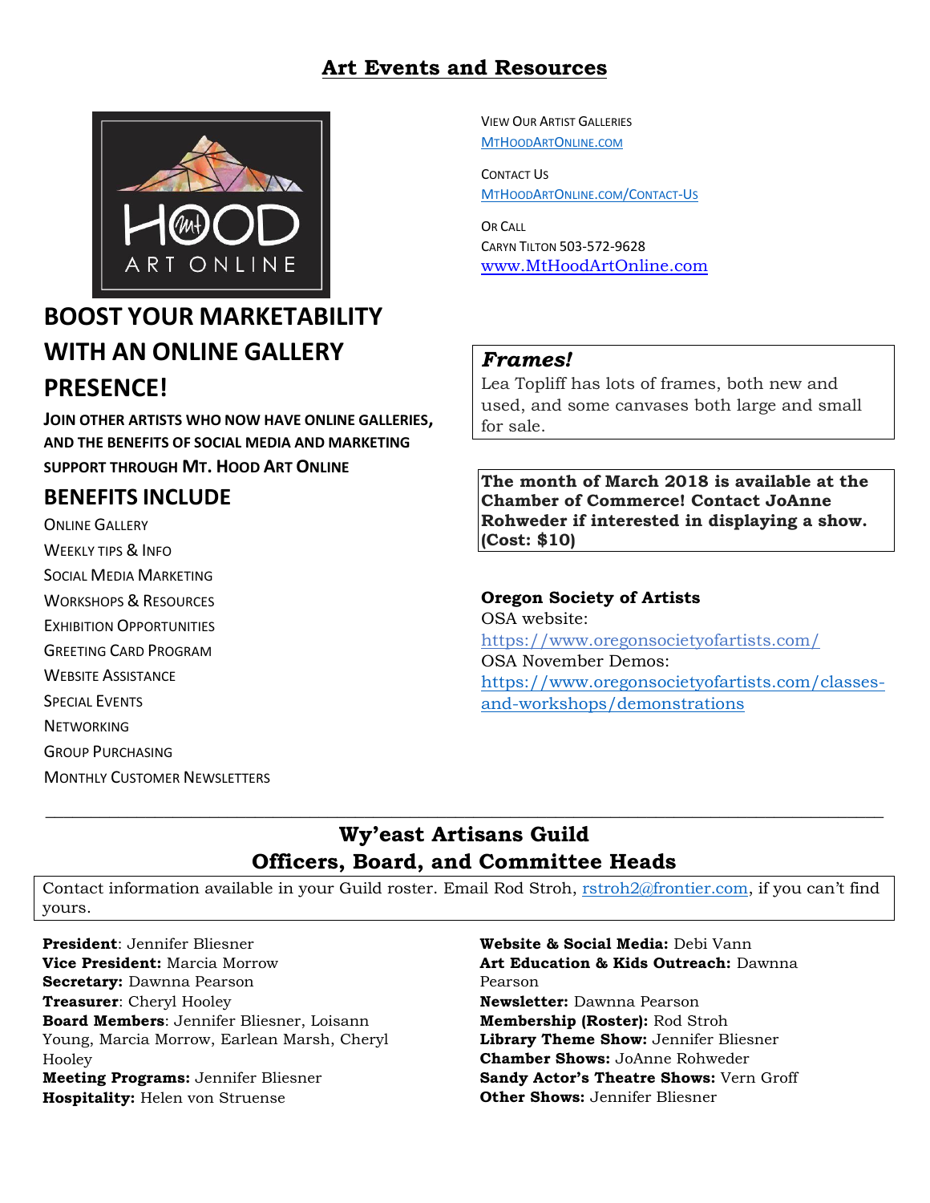# Art Events and Resources

MT HOOD ART ONLINE

## BOOST YOUR MARKETABILITY WITH AN ONLINE GALLERY PRESENCE!

**JOIN OTHER ARTISTS WHO NOW HAVE ONLINE GALLERIES, AND THE BENEFITS OF SOCIAL MEDIA AND MARKETING SUPPORT THROUGH MT. HOOD ART ONLINE**

## BENEFITS INCLUDE

ONLINE GALLERY
WEEKLY TIPS & INFO
SOCIAL MEDIA MARKETING
WORKSHOPS & RESOURCES
EXHIBITION OPPORTUNITIES
GREETING CARD PROGRAM
WEBSITE ASSISTANCE
SPECIAL EVENTS
NETWORKING
GROUP PURCHASING
MONTHLY CUSTOMER NEWSLETTERS

VIEW OUR ARTIST GALLERIES
[MTHOODARTONLINE.COM](MTHOODARTONLINE.COM)

CONTACT US
[MTHOODARTONLINE.COM/CONTACT-US](MTHOODARTONLINE.COM/CONTACT-US)

OR CALL
CARYN TILTON 503-572-9628
[www.MtHoodArtOnline.com](www.MtHoodArtOnline.com)

***Frames!***
Lea Topliff has lots of frames, both new and used, and some canvases both large and small for sale.

**The month of March 2018 is available at the Chamber of Commerce! Contact JoAnne Rohweder if interested in displaying a show. (Cost: $10)**

**Oregon Society of Artists**
OSA website:
https://www.oregonsocietyofartists.com/
OSA November Demos:
https://www.oregonsocietyofartists.com/classes-and-workshops/demonstrations

---

## Wy'east Artisans Guild
## Officers, Board, and Committee Heads

Contact information available in your Guild roster. Email Rod Stroh, rstroh2@frontier.com, if you can't find yours.

**President**: Jennifer Bliesner
**Vice President:** Marcia Morrow
**Secretary:** Dawnna Pearson
**Treasurer**: Cheryl Hooley
**Board Members**: Jennifer Bliesner, Loisann Young, Marcia Morrow, Earlean Marsh, Cheryl Hooley
**Meeting Programs:** Jennifer Bliesner
**Hospitality:** Helen von Struense
**Website & Social Media:** Debi Vann
**Art Education & Kids Outreach:** Dawnna Pearson
**Newsletter:** Dawnna Pearson
**Membership (Roster):** Rod Stroh
**Library Theme Show:** Jennifer Bliesner
**Chamber Shows:** JoAnne Rohweder
**Sandy Actor's Theatre Shows:** Vern Groff
**Other Shows:** Jennifer Bliesner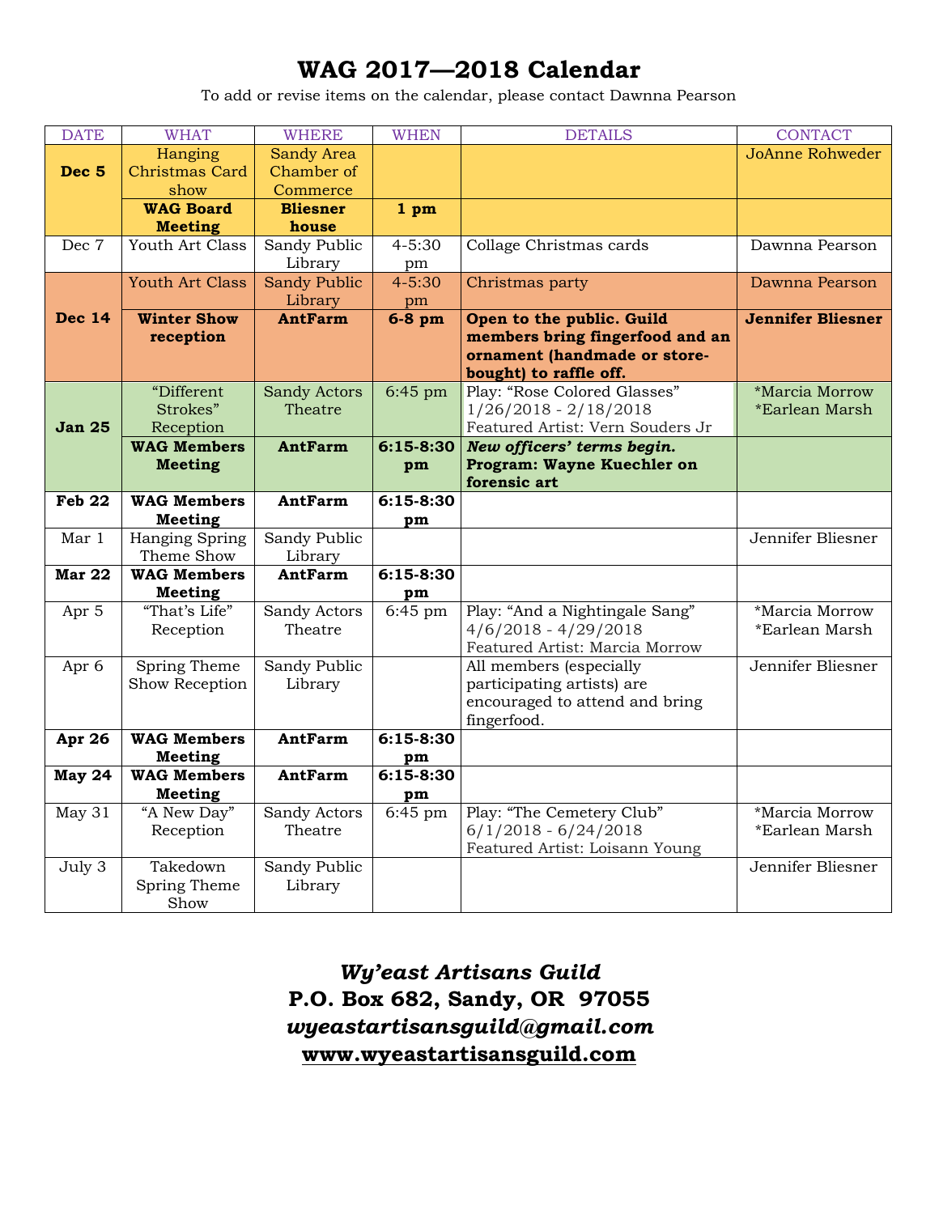# WAG 2017—2018 Calendar

To add or revise items on the calendar, please contact Dawnna Pearson

| DATE | WHAT | WHERE | WHEN | DETAILS | CONTACT |
|---|---|---|---|---|---|
| **Dec 5** | Hanging Christmas Card show | Sandy Area Chamber of Commerce | | | JoAnne Rohweder |
| | **WAG Board Meeting** | **Bliesner house** | **1 pm** | | |
| Dec 7 | Youth Art Class | Sandy Public Library | 4-5:30 pm | Collage Christmas cards | Dawnna Pearson |
| **Dec 14** | Youth Art Class | Sandy Public Library | 4-5:30 pm | Christmas party | Dawnna Pearson |
| | **Winter Show reception** | **AntFarm** | **6-8 pm** | **Open to the public. Guild members bring fingerfood and an ornament (handmade or store-bought) to raffle off.** | **Jennifer Bliesner** |
| **Jan 25** | "Different Strokes" Reception | Sandy Actors Theatre | 6:45 pm | Play: "Rose Colored Glasses" 1/26/2018 - 2/18/2018 Featured Artist: Vern Souders Jr | *Marcia Morrow *Earlean Marsh |
| | **WAG Members Meeting** | **AntFarm** | **6:15-8:30 pm** | ***New officers' terms begin.*** **Program: Wayne Kuechler on forensic art** | |
| **Feb 22** | **WAG Members Meeting** | **AntFarm** | **6:15-8:30 pm** | | |
| Mar 1 | Hanging Spring Theme Show | Sandy Public Library | | | Jennifer Bliesner |
| **Mar 22** | **WAG Members Meeting** | **AntFarm** | **6:15-8:30 pm** | | |
| Apr 5 | "That's Life" Reception | Sandy Actors Theatre | 6:45 pm | Play: "And a Nightingale Sang" 4/6/2018 - 4/29/2018 Featured Artist: Marcia Morrow | *Marcia Morrow *Earlean Marsh |
| Apr 6 | Spring Theme Show Reception | Sandy Public Library | | All members (especially participating artists) are encouraged to attend and bring fingerfood. | Jennifer Bliesner |
| **Apr 26** | **WAG Members Meeting** | **AntFarm** | **6:15-8:30 pm** | | |
| **May 24** | **WAG Members Meeting** | **AntFarm** | **6:15-8:30 pm** | | |
| May 31 | "A New Day" Reception | Sandy Actors Theatre | 6:45 pm | Play: "The Cemetery Club" 6/1/2018 - 6/24/2018 Featured Artist: Loisann Young | *Marcia Morrow *Earlean Marsh |
| July 3 | Takedown Spring Theme Show | Sandy Public Library | | | Jennifer Bliesner |

***Wy'east Artisans Guild***
**P.O. Box 682, Sandy, OR 97055**
***wyeastartisansguild@gmail.com***
**www.wyeastartisansguild.com**